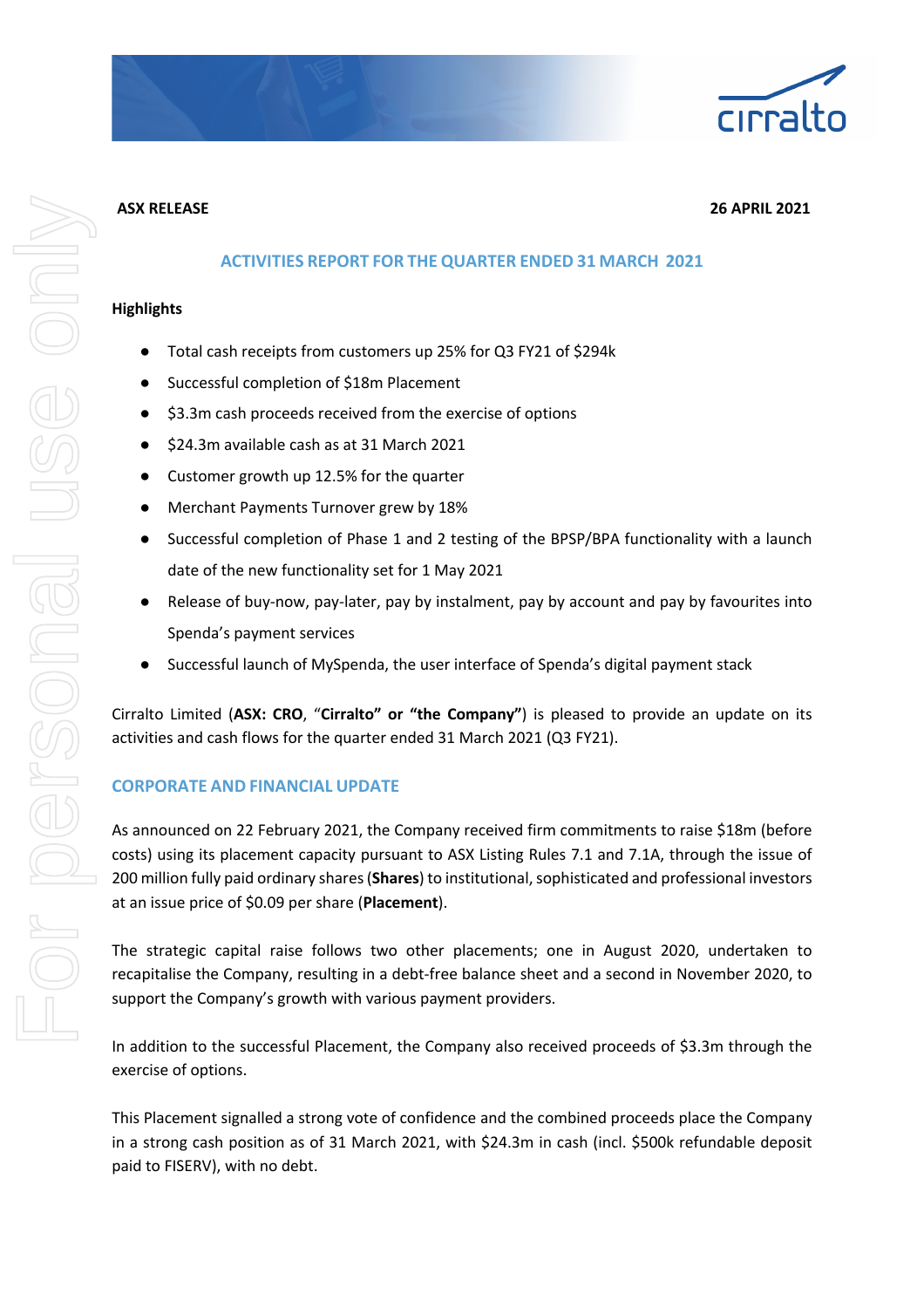**ASX RELEASE** **26 APRIL 2021**

## ACTIVITIES REPORT FOR THE QUARTER ENDED 31 MARCH 2021

**Highlights**

- Total cash receipts from customers up 25% for Q3 FY21 of $294k
- Successful completion of $18m Placement
- $3.3m cash proceeds received from the exercise of options
- $24.3m available cash as at 31 March 2021
- Customer growth up 12.5% for the quarter
- Merchant Payments Turnover grew by 18%
- Successful completion of Phase 1 and 2 testing of the BPSP/BPA functionality with a launch date of the new functionality set for 1 May 2021
- Release of buy-now, pay-later, pay by instalment, pay by account and pay by favourites into Spenda's payment services
- Successful launch of MySpenda, the user interface of Spenda's digital payment stack

Cirralto Limited (**ASX: CRO**, "**Cirralto" or "the Company"**) is pleased to provide an update on its activities and cash flows for the quarter ended 31 March 2021 (Q3 FY21).

## CORPORATE AND FINANCIAL UPDATE

As announced on 22 February 2021, the Company received firm commitments to raise $18m (before costs) using its placement capacity pursuant to ASX Listing Rules 7.1 and 7.1A, through the issue of 200 million fully paid ordinary shares (**Shares**) to institutional, sophisticated and professional investors at an issue price of $0.09 per share (**Placement**).

The strategic capital raise follows two other placements; one in August 2020, undertaken to recapitalise the Company, resulting in a debt-free balance sheet and a second in November 2020, to support the Company's growth with various payment providers.

In addition to the successful Placement, the Company also received proceeds of $3.3m through the exercise of options.

This Placement signalled a strong vote of confidence and the combined proceeds place the Company in a strong cash position as of 31 March 2021, with $24.3m in cash (incl. $500k refundable deposit paid to FISERV), with no debt.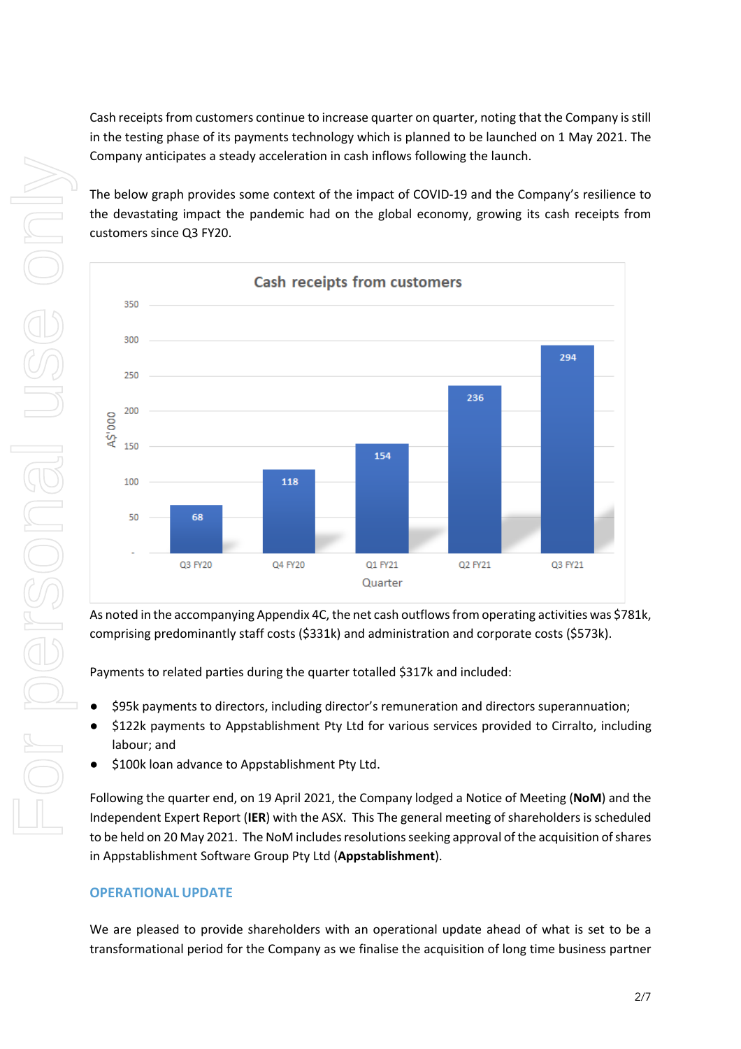Cash receipts from customers continue to increase quarter on quarter, noting that the Company is still in the testing phase of its payments technology which is planned to be launched on 1 May 2021. The Company anticipates a steady acceleration in cash inflows following the launch.

The below graph provides some context of the impact of COVID-19 and the Company's resilience to the devastating impact the pandemic had on the global economy, growing its cash receipts from customers since Q3 FY20.

**Cash receipts from customers**

| Quarter | A$'000 |
| --- | --- |
| Q3 FY20 | 68 |
| Q4 FY20 | 118 |
| Q1 FY21 | 154 |
| Q2 FY21 | 236 |
| Q3 FY21 | 294 |

As noted in the accompanying Appendix 4C, the net cash outflows from operating activities was $781k, comprising predominantly staff costs ($331k) and administration and corporate costs ($573k).

Payments to related parties during the quarter totalled $317k and included:

- $95k payments to directors, including director's remuneration and directors superannuation;
- $122k payments to Appstablishment Pty Ltd for various services provided to Cirralto, including labour; and
- $100k loan advance to Appstablishment Pty Ltd.

Following the quarter end, on 19 April 2021, the Company lodged a Notice of Meeting (**NoM**) and the Independent Expert Report (**IER**) with the ASX. This The general meeting of shareholders is scheduled to be held on 20 May 2021. The NoM includes resolutions seeking approval of the acquisition of shares in Appstablishment Software Group Pty Ltd (**Appstablishment**).

## OPERATIONAL UPDATE

We are pleased to provide shareholders with an operational update ahead of what is set to be a transformational period for the Company as we finalise the acquisition of long time business partner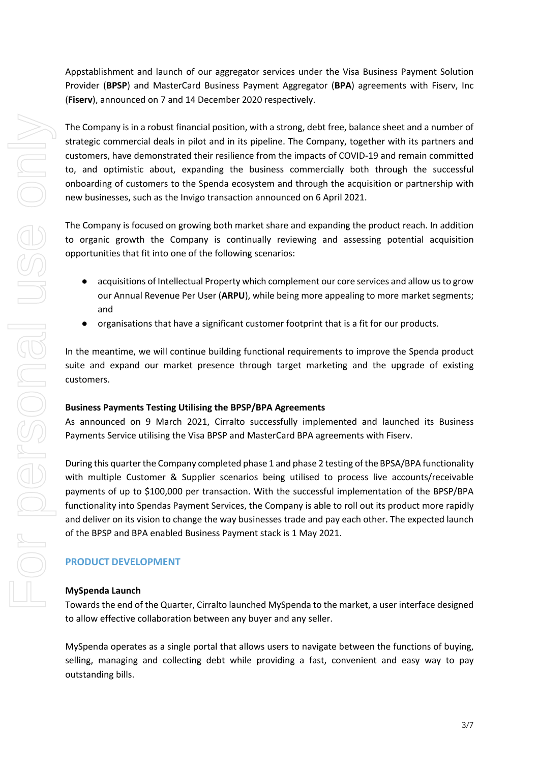Appstablishment and launch of our aggregator services under the Visa Business Payment Solution Provider (**BPSP**) and MasterCard Business Payment Aggregator (**BPA**) agreements with Fiserv, Inc (**Fiserv**), announced on 7 and 14 December 2020 respectively.

The Company is in a robust financial position, with a strong, debt free, balance sheet and a number of strategic commercial deals in pilot and in its pipeline. The Company, together with its partners and customers, have demonstrated their resilience from the impacts of COVID-19 and remain committed to, and optimistic about, expanding the business commercially both through the successful onboarding of customers to the Spenda ecosystem and through the acquisition or partnership with new businesses, such as the Invigo transaction announced on 6 April 2021.

The Company is focused on growing both market share and expanding the product reach. In addition to organic growth the Company is continually reviewing and assessing potential acquisition opportunities that fit into one of the following scenarios:

- acquisitions of Intellectual Property which complement our core services and allow us to grow our Annual Revenue Per User (**ARPU**), while being more appealing to more market segments; and
- organisations that have a significant customer footprint that is a fit for our products.

In the meantime, we will continue building functional requirements to improve the Spenda product suite and expand our market presence through target marketing and the upgrade of existing customers.

**Business Payments Testing Utilising the BPSP/BPA Agreements**

As announced on 9 March 2021, Cirralto successfully implemented and launched its Business Payments Service utilising the Visa BPSP and MasterCard BPA agreements with Fiserv.

During this quarter the Company completed phase 1 and phase 2 testing of the BPSA/BPA functionality with multiple Customer & Supplier scenarios being utilised to process live accounts/receivable payments of up to $100,000 per transaction. With the successful implementation of the BPSP/BPA functionality into Spendas Payment Services, the Company is able to roll out its product more rapidly and deliver on its vision to change the way businesses trade and pay each other. The expected launch of the BPSP and BPA enabled Business Payment stack is 1 May 2021.

## PRODUCT DEVELOPMENT

**MySpenda Launch**

Towards the end of the Quarter, Cirralto launched MySpenda to the market, a user interface designed to allow effective collaboration between any buyer and any seller.

MySpenda operates as a single portal that allows users to navigate between the functions of buying, selling, managing and collecting debt while providing a fast, convenient and easy way to pay outstanding bills.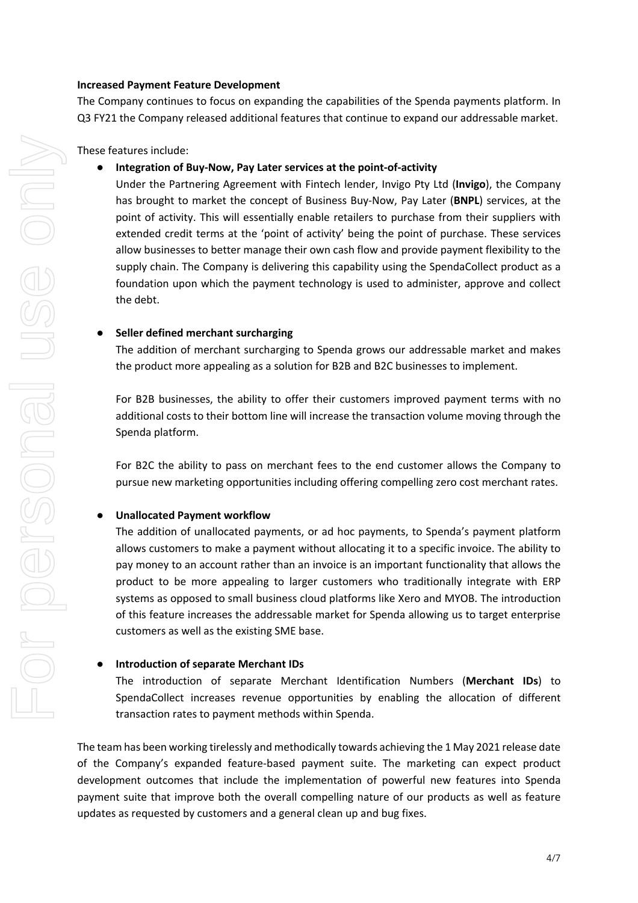**Increased Payment Feature Development**

The Company continues to focus on expanding the capabilities of the Spenda payments platform. In Q3 FY21 the Company released additional features that continue to expand our addressable market.

These features include:

- **Integration of Buy-Now, Pay Later services at the point-of-activity**

  Under the Partnering Agreement with Fintech lender, Invigo Pty Ltd (**Invigo**), the Company has brought to market the concept of Business Buy-Now, Pay Later (**BNPL**) services, at the point of activity. This will essentially enable retailers to purchase from their suppliers with extended credit terms at the 'point of activity' being the point of purchase. These services allow businesses to better manage their own cash flow and provide payment flexibility to the supply chain. The Company is delivering this capability using the SpendaCollect product as a foundation upon which the payment technology is used to administer, approve and collect the debt.

- **Seller defined merchant surcharging**

  The addition of merchant surcharging to Spenda grows our addressable market and makes the product more appealing as a solution for B2B and B2C businesses to implement.

  For B2B businesses, the ability to offer their customers improved payment terms with no additional costs to their bottom line will increase the transaction volume moving through the Spenda platform.

  For B2C the ability to pass on merchant fees to the end customer allows the Company to pursue new marketing opportunities including offering compelling zero cost merchant rates.

- **Unallocated Payment workflow**

  The addition of unallocated payments, or ad hoc payments, to Spenda's payment platform allows customers to make a payment without allocating it to a specific invoice. The ability to pay money to an account rather than an invoice is an important functionality that allows the product to be more appealing to larger customers who traditionally integrate with ERP systems as opposed to small business cloud platforms like Xero and MYOB. The introduction of this feature increases the addressable market for Spenda allowing us to target enterprise customers as well as the existing SME base.

- **Introduction of separate Merchant IDs**

  The introduction of separate Merchant Identification Numbers (**Merchant IDs**) to SpendaCollect increases revenue opportunities by enabling the allocation of different transaction rates to payment methods within Spenda.

The team has been working tirelessly and methodically towards achieving the 1 May 2021 release date of the Company's expanded feature-based payment suite. The marketing can expect product development outcomes that include the implementation of powerful new features into Spenda payment suite that improve both the overall compelling nature of our products as well as feature updates as requested by customers and a general clean up and bug fixes.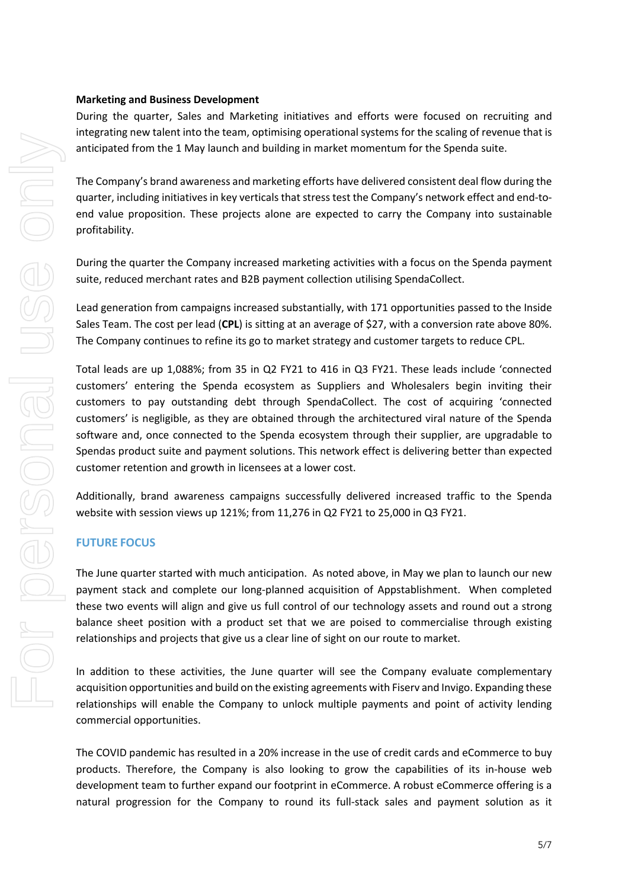**Marketing and Business Development**

During the quarter, Sales and Marketing initiatives and efforts were focused on recruiting and integrating new talent into the team, optimising operational systems for the scaling of revenue that is anticipated from the 1 May launch and building in market momentum for the Spenda suite.

The Company's brand awareness and marketing efforts have delivered consistent deal flow during the quarter, including initiatives in key verticals that stress test the Company's network effect and end-to-end value proposition. These projects alone are expected to carry the Company into sustainable profitability.

During the quarter the Company increased marketing activities with a focus on the Spenda payment suite, reduced merchant rates and B2B payment collection utilising SpendaCollect.

Lead generation from campaigns increased substantially, with 171 opportunities passed to the Inside Sales Team. The cost per lead (**CPL**) is sitting at an average of $27, with a conversion rate above 80%. The Company continues to refine its go to market strategy and customer targets to reduce CPL.

Total leads are up 1,088%; from 35 in Q2 FY21 to 416 in Q3 FY21. These leads include 'connected customers' entering the Spenda ecosystem as Suppliers and Wholesalers begin inviting their customers to pay outstanding debt through SpendaCollect. The cost of acquiring 'connected customers' is negligible, as they are obtained through the architectured viral nature of the Spenda software and, once connected to the Spenda ecosystem through their supplier, are upgradable to Spendas product suite and payment solutions. This network effect is delivering better than expected customer retention and growth in licensees at a lower cost.

Additionally, brand awareness campaigns successfully delivered increased traffic to the Spenda website with session views up 121%; from 11,276 in Q2 FY21 to 25,000 in Q3 FY21.

## FUTURE FOCUS

The June quarter started with much anticipation. As noted above, in May we plan to launch our new payment stack and complete our long-planned acquisition of Appstablishment. When completed these two events will align and give us full control of our technology assets and round out a strong balance sheet position with a product set that we are poised to commercialise through existing relationships and projects that give us a clear line of sight on our route to market.

In addition to these activities, the June quarter will see the Company evaluate complementary acquisition opportunities and build on the existing agreements with Fiserv and Invigo. Expanding these relationships will enable the Company to unlock multiple payments and point of activity lending commercial opportunities.

The COVID pandemic has resulted in a 20% increase in the use of credit cards and eCommerce to buy products. Therefore, the Company is also looking to grow the capabilities of its in-house web development team to further expand our footprint in eCommerce. A robust eCommerce offering is a natural progression for the Company to round its full-stack sales and payment solution as it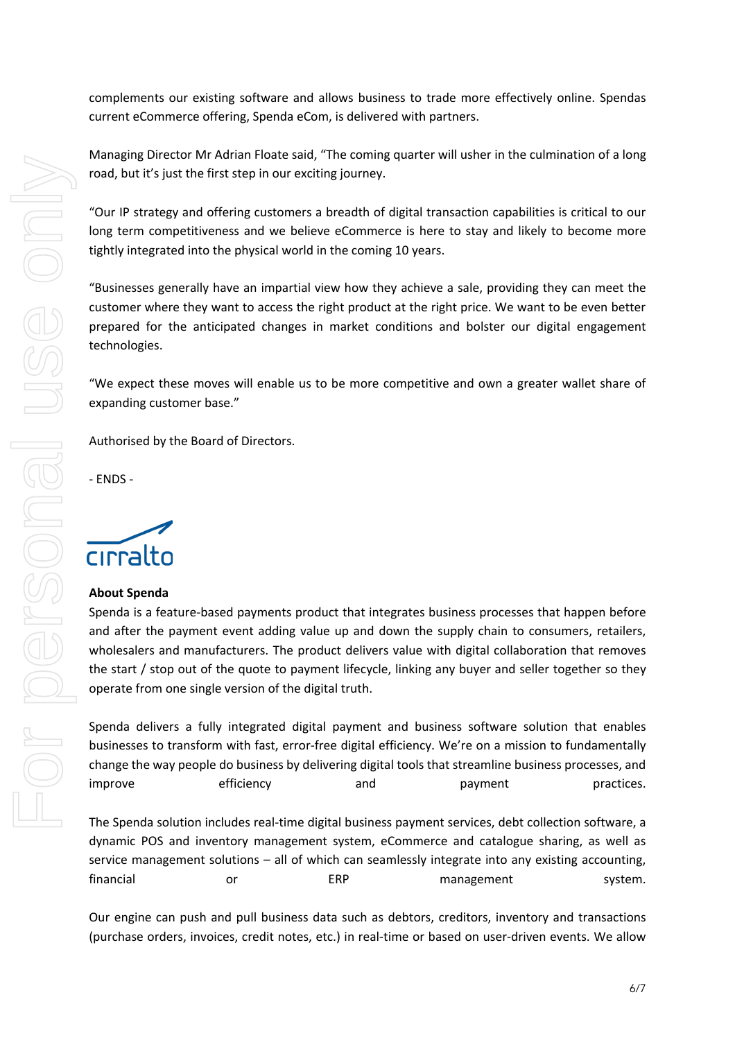complements our existing software and allows business to trade more effectively online. Spendas current eCommerce offering, Spenda eCom, is delivered with partners.

Managing Director Mr Adrian Floate said, "The coming quarter will usher in the culmination of a long road, but it's just the first step in our exciting journey.

"Our IP strategy and offering customers a breadth of digital transaction capabilities is critical to our long term competitiveness and we believe eCommerce is here to stay and likely to become more tightly integrated into the physical world in the coming 10 years.

"Businesses generally have an impartial view how they achieve a sale, providing they can meet the customer where they want to access the right product at the right price. We want to be even better prepared for the anticipated changes in market conditions and bolster our digital engagement technologies.

"We expect these moves will enable us to be more competitive and own a greater wallet share of expanding customer base."

Authorised by the Board of Directors.

- ENDS -

cirralto

**About Spenda**

Spenda is a feature-based payments product that integrates business processes that happen before and after the payment event adding value up and down the supply chain to consumers, retailers, wholesalers and manufacturers. The product delivers value with digital collaboration that removes the start / stop out of the quote to payment lifecycle, linking any buyer and seller together so they operate from one single version of the digital truth.

Spenda delivers a fully integrated digital payment and business software solution that enables businesses to transform with fast, error-free digital efficiency. We're on a mission to fundamentally change the way people do business by delivering digital tools that streamline business processes, and improve efficiency and payment practices.

The Spenda solution includes real-time digital business payment services, debt collection software, a dynamic POS and inventory management system, eCommerce and catalogue sharing, as well as service management solutions – all of which can seamlessly integrate into any existing accounting, financial or ERP management system.

Our engine can push and pull business data such as debtors, creditors, inventory and transactions (purchase orders, invoices, credit notes, etc.) in real-time or based on user-driven events. We allow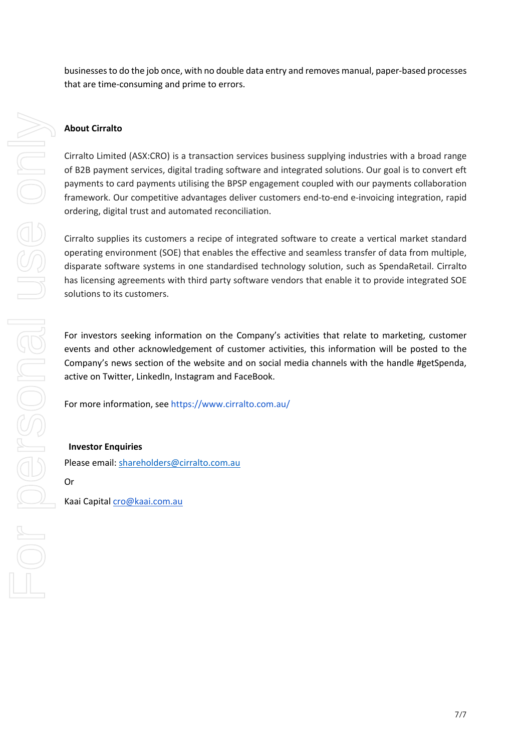businesses to do the job once, with no double data entry and removes manual, paper-based processes that are time-consuming and prime to errors.

**About Cirralto**

Cirralto Limited (ASX:CRO) is a transaction services business supplying industries with a broad range of B2B payment services, digital trading software and integrated solutions. Our goal is to convert eft payments to card payments utilising the BPSP engagement coupled with our payments collaboration framework. Our competitive advantages deliver customers end-to-end e-invoicing integration, rapid ordering, digital trust and automated reconciliation.

Cirralto supplies its customers a recipe of integrated software to create a vertical market standard operating environment (SOE) that enables the effective and seamless transfer of data from multiple, disparate software systems in one standardised technology solution, such as SpendaRetail. Cirralto has licensing agreements with third party software vendors that enable it to provide integrated SOE solutions to its customers.

For investors seeking information on the Company's activities that relate to marketing, customer events and other acknowledgement of customer activities, this information will be posted to the Company's news section of the website and on social media channels with the handle #getSpenda, active on Twitter, LinkedIn, Instagram and FaceBook.

For more information, see https://www.cirralto.com.au/

**Investor Enquiries**

Please email: shareholders@cirralto.com.au

Or

Kaai Capital cro@kaai.com.au